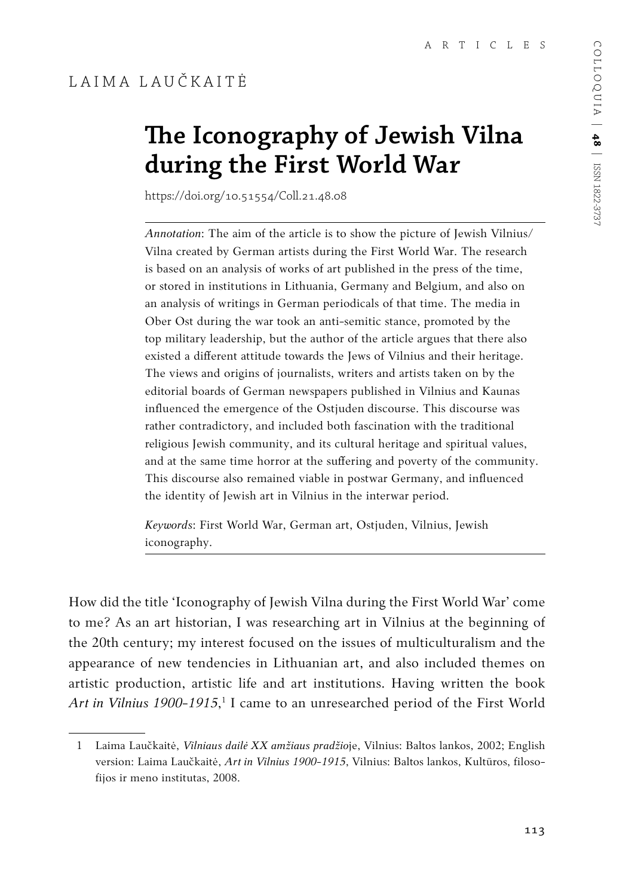ARTICLES

LAIMA LAUČKAITĖ

# The Iconography of Jewish Vilna during the First World War

https://doi.org/10.51554/Coll.21.48.08

*Annotation*: The aim of the article is to show the picture of Jewish Vilnius/Vilna created by German artists during the First World War. The research is based on an analysis of works of art published in the press of the time, or stored in institutions in Lithuania, Germany and Belgium, and also on an analysis of writings in German periodicals of that time. The media in Ober Ost during the war took an anti-semitic stance, promoted by the top military leadership, but the author of the article argues that there also existed a different attitude towards the Jews of Vilnius and their heritage. The views and origins of journalists, writers and artists taken on by the editorial boards of German newspapers published in Vilnius and Kaunas influenced the emergence of the Ostjuden discourse. This discourse was rather contradictory, and included both fascination with the traditional religious Jewish community, and its cultural heritage and spiritual values, and at the same time horror at the suffering and poverty of the community. This discourse also remained viable in postwar Germany, and influenced the identity of Jewish art in Vilnius in the interwar period.

*Keywords*: First World War, German art, Ostjuden, Vilnius, Jewish iconography.

How did the title 'Iconography of Jewish Vilna during the First World War' come to me? As an art historian, I was researching art in Vilnius at the beginning of the 20th century; my interest focused on the issues of multiculturalism and the appearance of new tendencies in Lithuanian art, and also included themes on artistic production, artistic life and art institutions. Having written the book *Art in Vilnius 1900–1915*,[1] I came to an unresearched period of the First World

---

1 Laima Laučkaitė, *Vilniaus dailė XX amžiaus pradžioje*, Vilnius: Baltos lankos, 2002; English version: Laima Laučkaitė, *Art in Vilnius 1900–1915*, Vilnius: Baltos lankos, Kultūros, filosofijos ir meno institutas, 2008.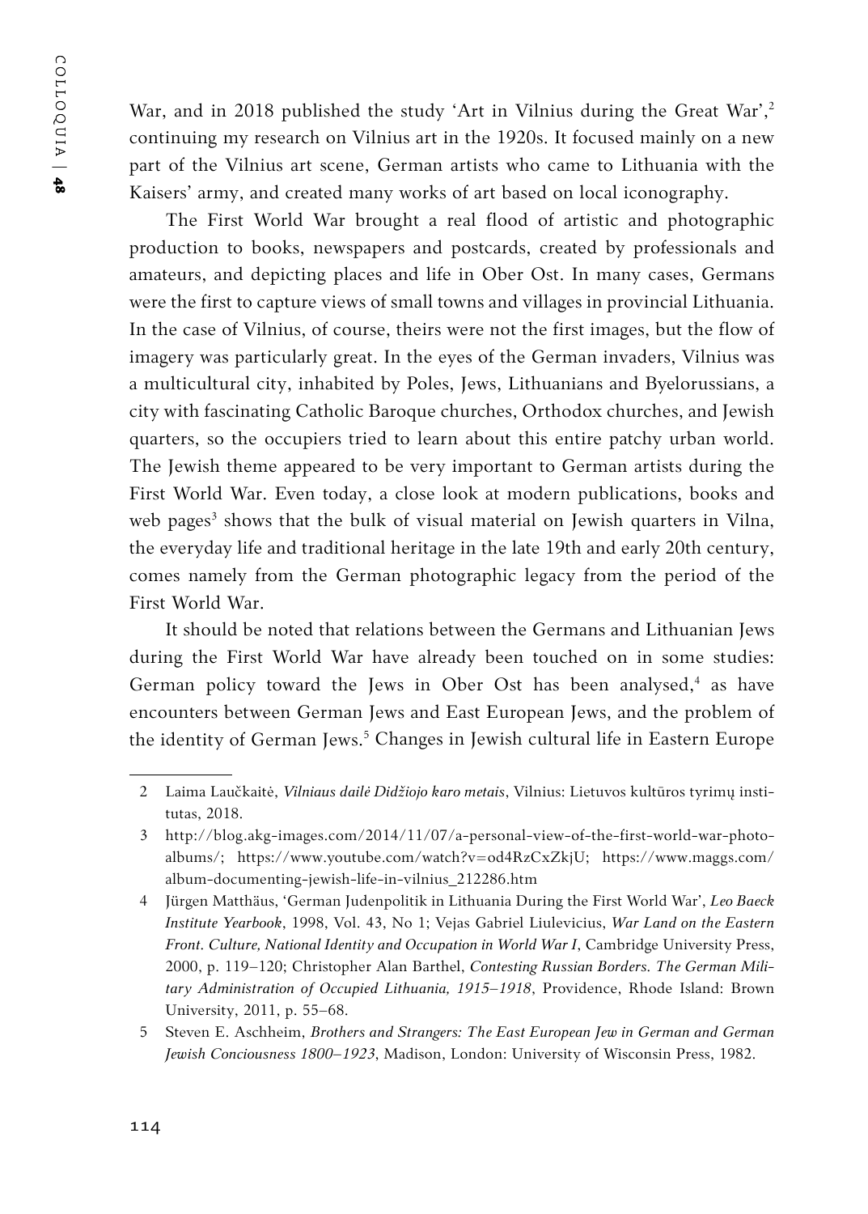War, and in 2018 published the study 'Art in Vilnius during the Great War',[2] continuing my research on Vilnius art in the 1920s. It focused mainly on a new part of the Vilnius art scene, German artists who came to Lithuania with the Kaisers' army, and created many works of art based on local iconography.

The First World War brought a real flood of artistic and photographic production to books, newspapers and postcards, created by professionals and amateurs, and depicting places and life in Ober Ost. In many cases, Germans were the first to capture views of small towns and villages in provincial Lithuania. In the case of Vilnius, of course, theirs were not the first images, but the flow of imagery was particularly great. In the eyes of the German invaders, Vilnius was a multicultural city, inhabited by Poles, Jews, Lithuanians and Byelorussians, a city with fascinating Catholic Baroque churches, Orthodox churches, and Jewish quarters, so the occupiers tried to learn about this entire patchy urban world. The Jewish theme appeared to be very important to German artists during the First World War. Even today, a close look at modern publications, books and web pages[3] shows that the bulk of visual material on Jewish quarters in Vilna, the everyday life and traditional heritage in the late 19th and early 20th century, comes namely from the German photographic legacy from the period of the First World War.

It should be noted that relations between the Germans and Lithuanian Jews during the First World War have already been touched on in some studies: German policy toward the Jews in Ober Ost has been analysed,[4] as have encounters between German Jews and East European Jews, and the problem of the identity of German Jews.[5] Changes in Jewish cultural life in Eastern Europe

---

2 Laima Laučkaitė, *Vilniaus dailė Didžiojo karo metais*, Vilnius: Lietuvos kultūros tyrimų institutas, 2018.

3 http://blog.akg-images.com/2014/11/07/a-personal-view-of-the-first-world-war-photo-albums/; https://www.youtube.com/watch?v=od4RzCxZkjU; https://www.maggs.com/album-documenting-jewish-life-in-vilnius_212286.htm

4 Jürgen Matthäus, 'German Judenpolitik in Lithuania During the First World War', *Leo Baeck Institute Yearbook*, 1998, Vol. 43, No 1; Vejas Gabriel Liulevicius, *War Land on the Eastern Front. Culture, National Identity and Occupation in World War I*, Cambridge University Press, 2000, p. 119–120; Christopher Alan Barthel, *Contesting Russian Borders. The German Military Administration of Occupied Lithuania, 1915–1918*, Providence, Rhode Island: Brown University, 2011, p. 55–68.

5 Steven E. Aschheim, *Brothers and Strangers: The East European Jew in German and German Jewish Conciousness 1800–1923*, Madison, London: University of Wisconsin Press, 1982.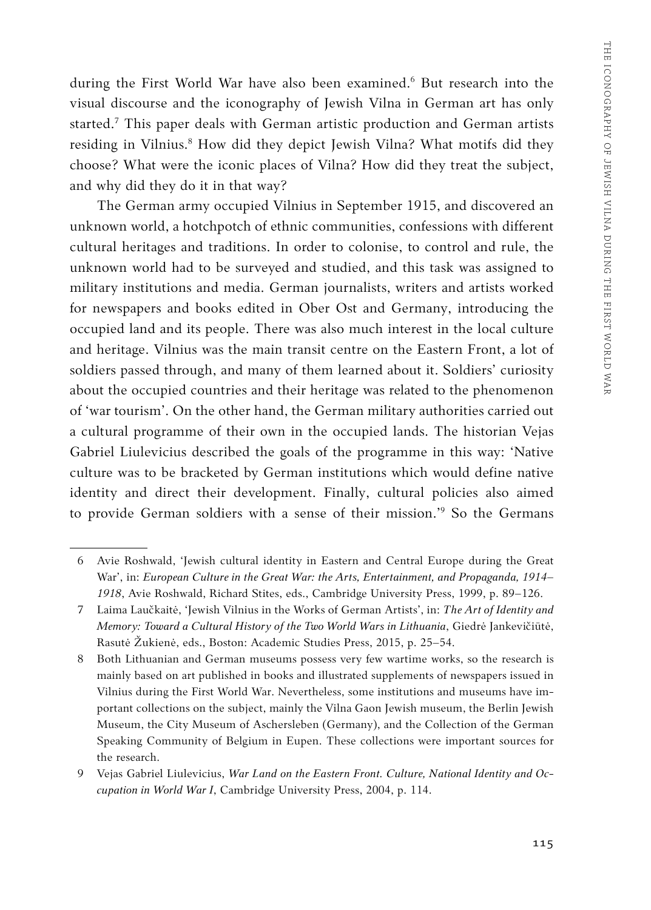during the First World War have also been examined.[6] But research into the visual discourse and the iconography of Jewish Vilna in German art has only started.[7] This paper deals with German artistic production and German artists residing in Vilnius.[8] How did they depict Jewish Vilna? What motifs did they choose? What were the iconic places of Vilna? How did they treat the subject, and why did they do it in that way?

The German army occupied Vilnius in September 1915, and discovered an unknown world, a hotchpotch of ethnic communities, confessions with different cultural heritages and traditions. In order to colonise, to control and rule, the unknown world had to be surveyed and studied, and this task was assigned to military institutions and media. German journalists, writers and artists worked for newspapers and books edited in Ober Ost and Germany, introducing the occupied land and its people. There was also much interest in the local culture and heritage. Vilnius was the main transit centre on the Eastern Front, a lot of soldiers passed through, and many of them learned about it. Soldiers' curiosity about the occupied countries and their heritage was related to the phenomenon of 'war tourism'. On the other hand, the German military authorities carried out a cultural programme of their own in the occupied lands. The historian Vejas Gabriel Liulevicius described the goals of the programme in this way: 'Native culture was to be bracketed by German institutions which would define native identity and direct their development. Finally, cultural policies also aimed to provide German soldiers with a sense of their mission.'[9] So the Germans

---

6 Avie Roshwald, 'Jewish cultural identity in Eastern and Central Europe during the Great War', in: *European Culture in the Great War: the Arts, Entertainment, and Propaganda, 1914–1918*, Avie Roshwald, Richard Stites, eds., Cambridge University Press, 1999, p. 89–126.

7 Laima Laučkaitė, 'Jewish Vilnius in the Works of German Artists', in: *The Art of Identity and Memory: Toward a Cultural History of the Two World Wars in Lithuania*, Giedrė Jankevičiūtė, Rasutė Žukienė, eds., Boston: Academic Studies Press, 2015, p. 25–54.

8 Both Lithuanian and German museums possess very few wartime works, so the research is mainly based on art published in books and illustrated supplements of newspapers issued in Vilnius during the First World War. Nevertheless, some institutions and museums have important collections on the subject, mainly the Vilna Gaon Jewish museum, the Berlin Jewish Museum, the City Museum of Aschersleben (Germany), and the Collection of the German Speaking Community of Belgium in Eupen. These collections were important sources for the research.

9 Vejas Gabriel Liulevicius, *War Land on the Eastern Front. Culture, National Identity and Occupation in World War I*, Cambridge University Press, 2004, p. 114.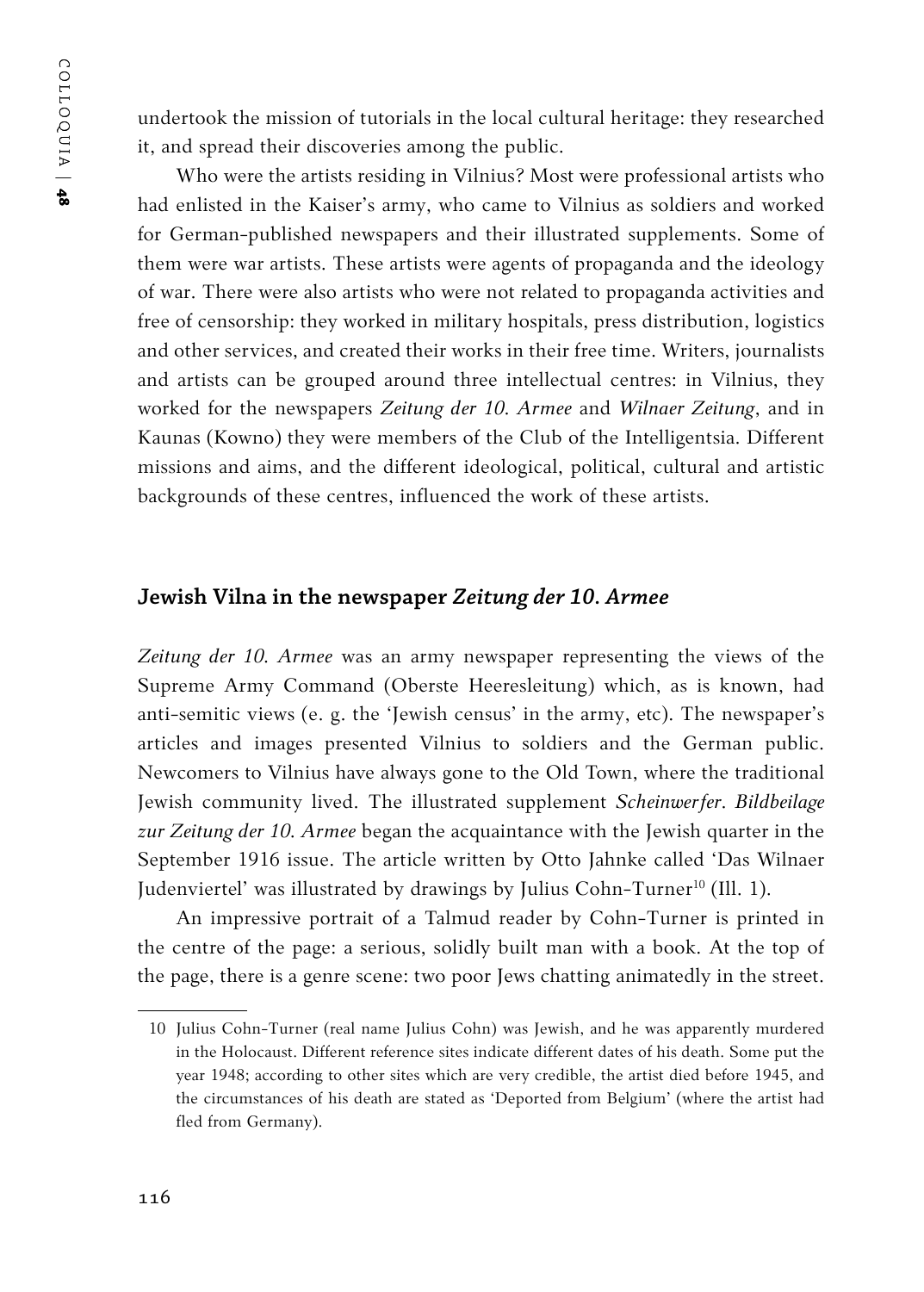undertook the mission of tutorials in the local cultural heritage: they researched it, and spread their discoveries among the public.

Who were the artists residing in Vilnius? Most were professional artists who had enlisted in the Kaiser's army, who came to Vilnius as soldiers and worked for German-published newspapers and their illustrated supplements. Some of them were war artists. These artists were agents of propaganda and the ideology of war. There were also artists who were not related to propaganda activities and free of censorship: they worked in military hospitals, press distribution, logistics and other services, and created their works in their free time. Writers, journalists and artists can be grouped around three intellectual centres: in Vilnius, they worked for the newspapers *Zeitung der 10. Armee* and *Wilnaer Zeitung*, and in Kaunas (Kowno) they were members of the Club of the Intelligentsia. Different missions and aims, and the different ideological, political, cultural and artistic backgrounds of these centres, influenced the work of these artists.

## Jewish Vilna in the newspaper *Zeitung der 10. Armee*

*Zeitung der 10. Armee* was an army newspaper representing the views of the Supreme Army Command (Oberste Heeresleitung) which, as is known, had anti-semitic views (e. g. the 'Jewish census' in the army, etc). The newspaper's articles and images presented Vilnius to soldiers and the German public. Newcomers to Vilnius have always gone to the Old Town, where the traditional Jewish community lived. The illustrated supplement *Scheinwerfer. Bildbeilage zur Zeitung der 10. Armee* began the acquaintance with the Jewish quarter in the September 1916 issue. The article written by Otto Jahnke called 'Das Wilnaer Judenviertel' was illustrated by drawings by Julius Cohn-Turner[10] (Ill. 1).

An impressive portrait of a Talmud reader by Cohn-Turner is printed in the centre of the page: a serious, solidly built man with a book. At the top of the page, there is a genre scene: two poor Jews chatting animatedly in the street.

10 Julius Cohn-Turner (real name Julius Cohn) was Jewish, and he was apparently murdered in the Holocaust. Different reference sites indicate different dates of his death. Some put the year 1948; according to other sites which are very credible, the artist died before 1945, and the circumstances of his death are stated as 'Deported from Belgium' (where the artist had fled from Germany).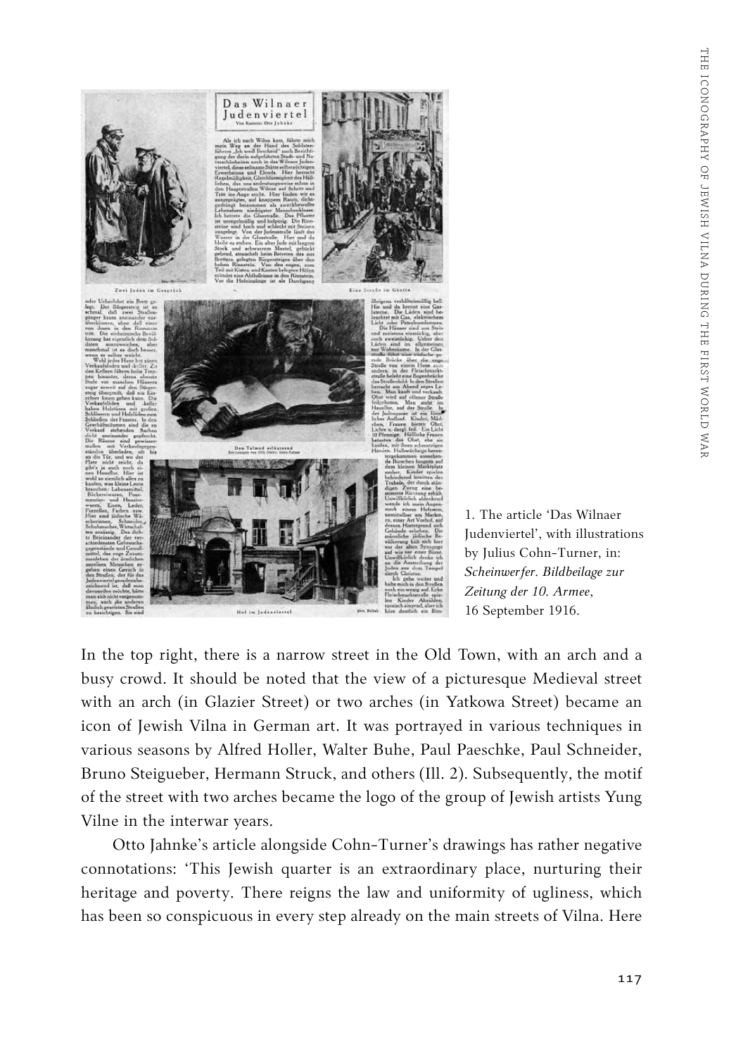1. The article 'Das Wilnaer Judenviertel', with illustrations by Julius Cohn-Turner, in: *Scheinwerfer. Bildbeilage zur Zeitung der 10. Armee*, 16 September 1916.

In the top right, there is a narrow street in the Old Town, with an arch and a busy crowd. It should be noted that the view of a picturesque Medieval street with an arch (in Glazier Street) or two arches (in Yatkowa Street) became an icon of Jewish Vilna in German art. It was portrayed in various techniques in various seasons by Alfred Holler, Walter Buhe, Paul Paeschke, Paul Schneider, Bruno Steigueber, Hermann Struck, and others (Ill. 2). Subsequently, the motif of the street with two arches became the logo of the group of Jewish artists Yung Vilne in the interwar years.

Otto Jahnke's article alongside Cohn-Turner's drawings has rather negative connotations: 'This Jewish quarter is an extraordinary place, nurturing their heritage and poverty. There reigns the law and uniformity of ugliness, which has been so conspicuous in every step already on the main streets of Vilna. Here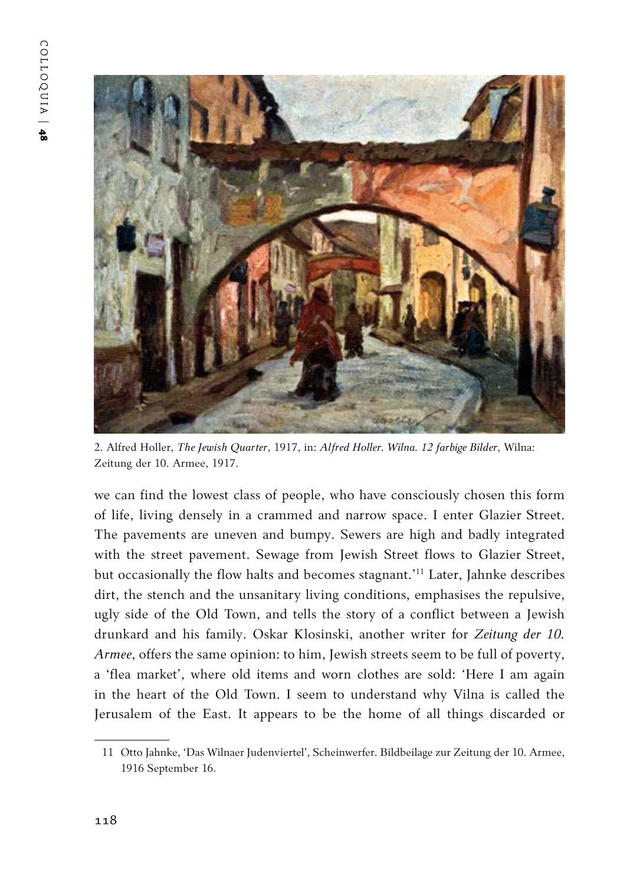2. Alfred Holler, *The Jewish Quarter*, 1917, in: *Alfred Holler. Wilna. 12 farbige Bilder*, Wilna: Zeitung der 10. Armee, 1917.

we can find the lowest class of people, who have consciously chosen this form of life, living densely in a crammed and narrow space. I enter Glazier Street. The pavements are uneven and bumpy. Sewers are high and badly integrated with the street pavement. Sewage from Jewish Street flows to Glazier Street, but occasionally the flow halts and becomes stagnant.'[11] Later, Jahnke describes dirt, the stench and the unsanitary living conditions, emphasises the repulsive, ugly side of the Old Town, and tells the story of a conflict between a Jewish drunkard and his family. Oskar Klosinski, another writer for *Zeitung der 10. Armee*, offers the same opinion: to him, Jewish streets seem to be full of poverty, a 'flea market', where old items and worn clothes are sold: 'Here I am again in the heart of the Old Town. I seem to understand why Vilna is called the Jerusalem of the East. It appears to be the home of all things discarded or

11 Otto Jahnke, 'Das Wilnaer Judenviertel', Scheinwerfer. Bildbeilage zur Zeitung der 10. Armee, 1916 September 16.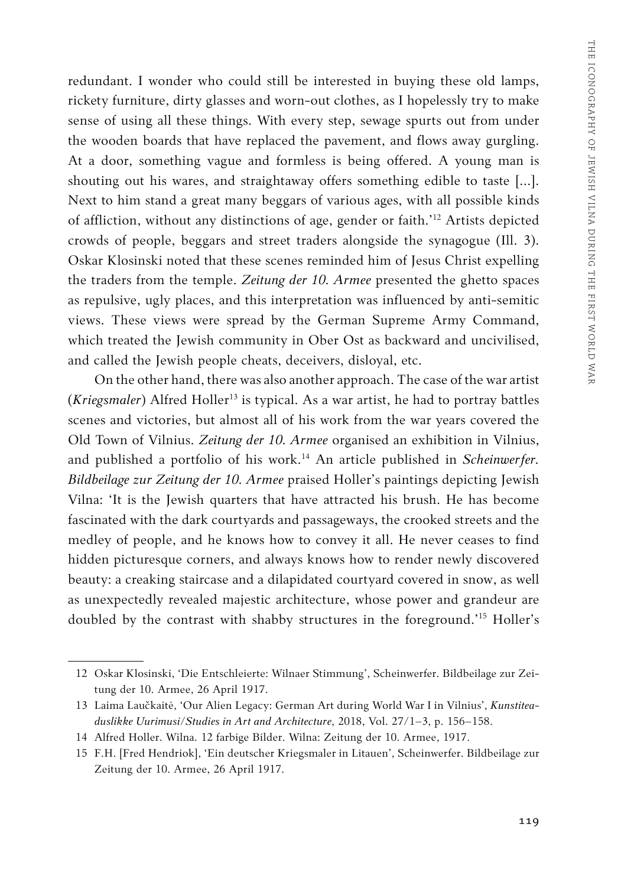redundant. I wonder who could still be interested in buying these old lamps, rickety furniture, dirty glasses and worn-out clothes, as I hopelessly try to make sense of using all these things. With every step, sewage spurts out from under the wooden boards that have replaced the pavement, and flows away gurgling. At a door, something vague and formless is being offered. A young man is shouting out his wares, and straightaway offers something edible to taste [...]. Next to him stand a great many beggars of various ages, with all possible kinds of affliction, without any distinctions of age, gender or faith.'[12] Artists depicted crowds of people, beggars and street traders alongside the synagogue (Ill. 3). Oskar Klosinski noted that these scenes reminded him of Jesus Christ expelling the traders from the temple. *Zeitung der 10. Armee* presented the ghetto spaces as repulsive, ugly places, and this interpretation was influenced by anti-semitic views. These views were spread by the German Supreme Army Command, which treated the Jewish community in Ober Ost as backward and uncivilised, and called the Jewish people cheats, deceivers, disloyal, etc.

On the other hand, there was also another approach. The case of the war artist (*Kriegsmaler*) Alfred Holler[13] is typical. As a war artist, he had to portray battles scenes and victories, but almost all of his work from the war years covered the Old Town of Vilnius. *Zeitung der 10. Armee* organised an exhibition in Vilnius, and published a portfolio of his work.[14] An article published in *Scheinwerfer. Bildbeilage zur Zeitung der 10. Armee* praised Holler's paintings depicting Jewish Vilna: 'It is the Jewish quarters that have attracted his brush. He has become fascinated with the dark courtyards and passageways, the crooked streets and the medley of people, and he knows how to convey it all. He never ceases to find hidden picturesque corners, and always knows how to render newly discovered beauty: a creaking staircase and a dilapidated courtyard covered in snow, as well as unexpectedly revealed majestic architecture, whose power and grandeur are doubled by the contrast with shabby structures in the foreground.'[15] Holler's

---

12 Oskar Klosinski, 'Die Entschleierte: Wilnaer Stimmung', Scheinwerfer. Bildbeilage zur Zeitung der 10. Armee, 26 April 1917.

13 Laima Laučkaitė, 'Our Alien Legacy: German Art during World War I in Vilnius', *Kunstiteaduslikke Uurimusi/Studies in Art and Architecture*, 2018, Vol. 27/1–3, p. 156–158.

14 Alfred Holler. Wilna. 12 farbige Bilder. Wilna: Zeitung der 10. Armee, 1917.

15 F.H. [Fred Hendriok], 'Ein deutscher Kriegsmaler in Litauen', Scheinwerfer. Bildbeilage zur Zeitung der 10. Armee, 26 April 1917.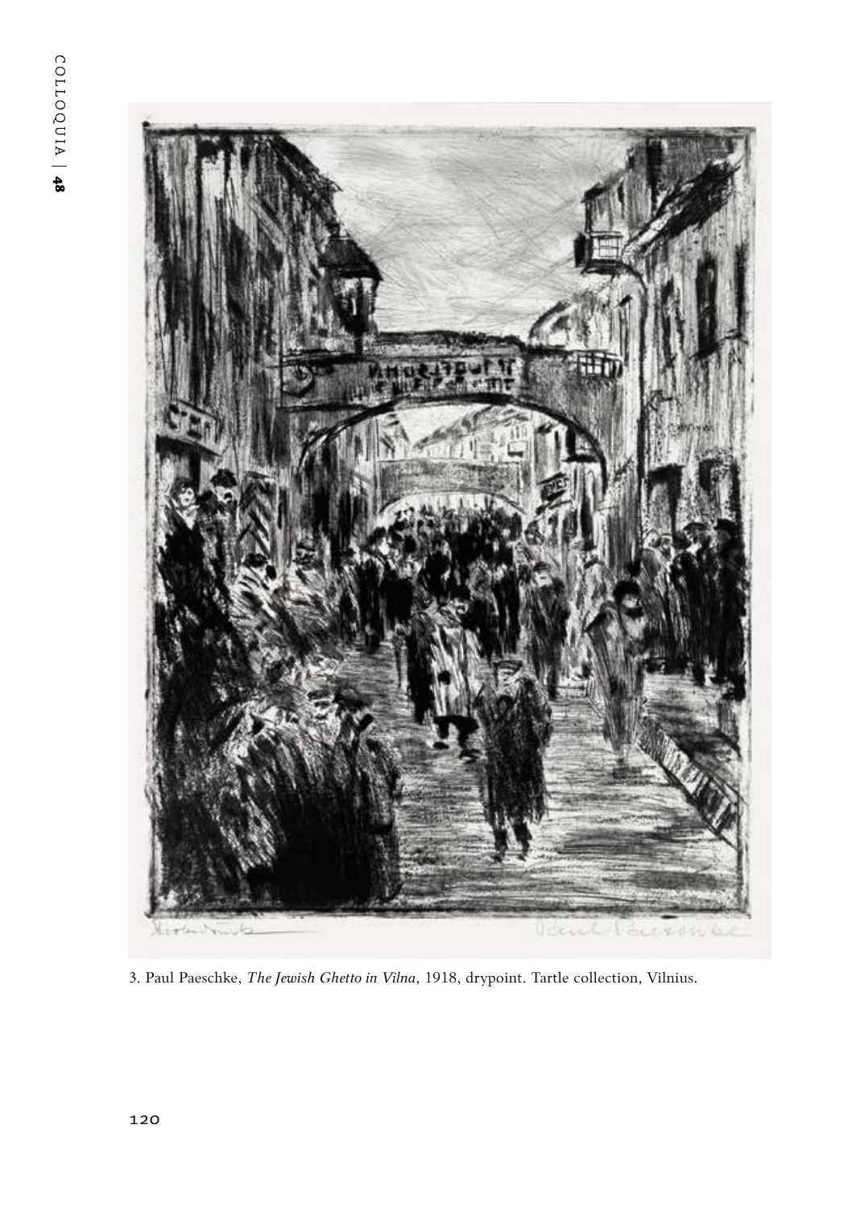3. Paul Paeschke, *The Jewish Ghetto in Vilna*, 1918, drypoint. Tartle collection, Vilnius.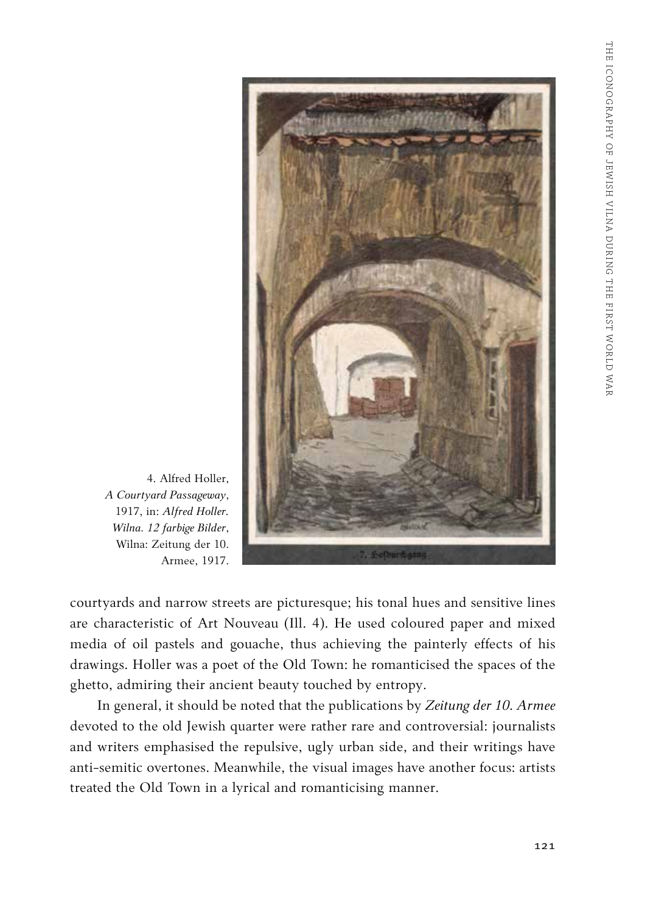4. Alfred Holler, *A Courtyard Passageway*, 1917, in: *Alfred Holler. Wilna. 12 farbige Bilder*, Wilna: Zeitung der 10. Armee, 1917.

courtyards and narrow streets are picturesque; his tonal hues and sensitive lines are characteristic of Art Nouveau (Ill. 4). He used coloured paper and mixed media of oil pastels and gouache, thus achieving the painterly effects of his drawings. Holler was a poet of the Old Town: he romanticised the spaces of the ghetto, admiring their ancient beauty touched by entropy.

In general, it should be noted that the publications by *Zeitung der 10. Armee* devoted to the old Jewish quarter were rather rare and controversial: journalists and writers emphasised the repulsive, ugly urban side, and their writings have anti-semitic overtones. Meanwhile, the visual images have another focus: artists treated the Old Town in a lyrical and romanticising manner.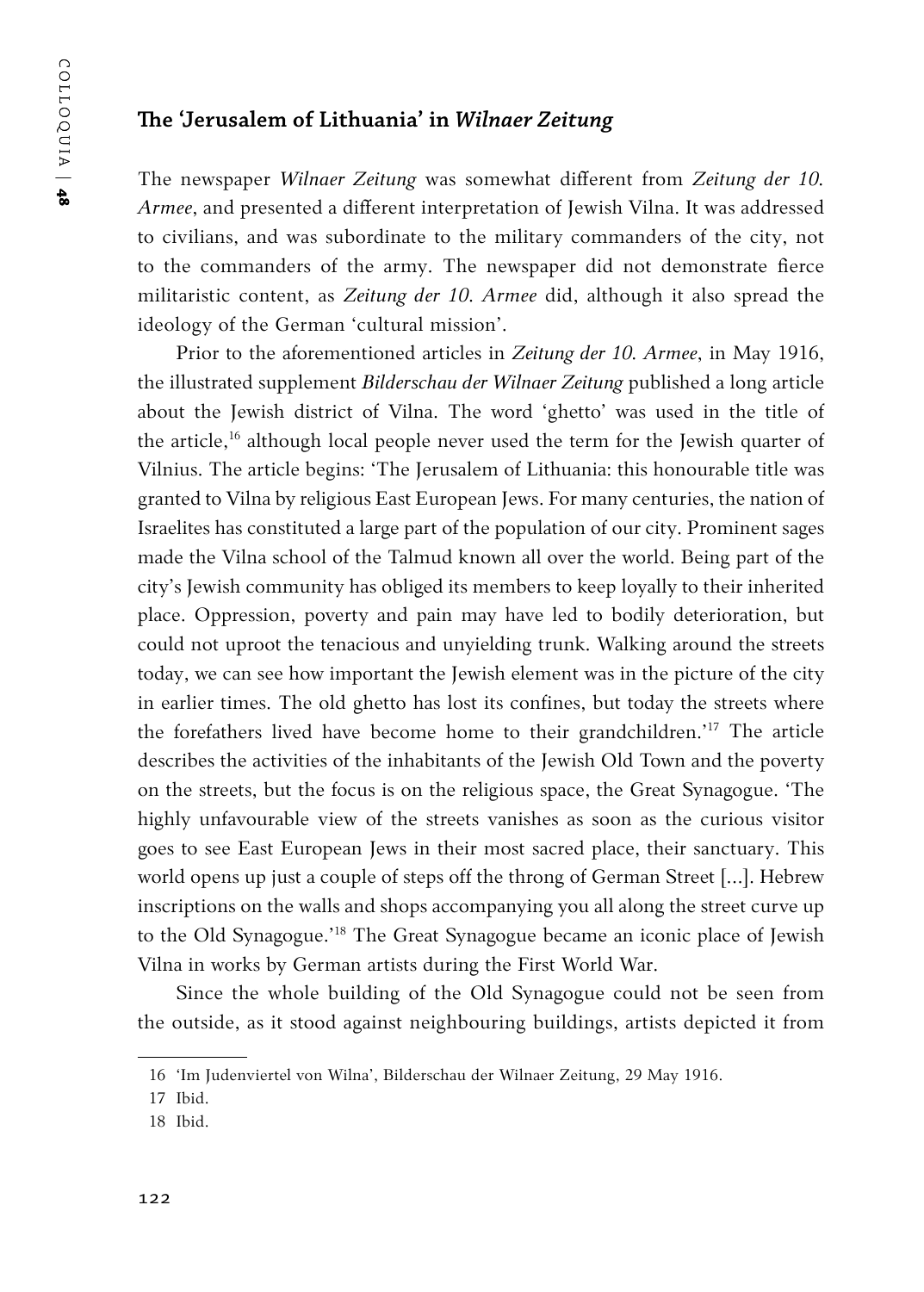## The 'Jerusalem of Lithuania' in *Wilnaer Zeitung*

The newspaper *Wilnaer Zeitung* was somewhat different from *Zeitung der 10. Armee*, and presented a different interpretation of Jewish Vilna. It was addressed to civilians, and was subordinate to the military commanders of the city, not to the commanders of the army. The newspaper did not demonstrate fierce militaristic content, as *Zeitung der 10. Armee* did, although it also spread the ideology of the German 'cultural mission'.

Prior to the aforementioned articles in *Zeitung der 10. Armee*, in May 1916, the illustrated supplement *Bilderschau der Wilnaer Zeitung* published a long article about the Jewish district of Vilna. The word 'ghetto' was used in the title of the article,[16] although local people never used the term for the Jewish quarter of Vilnius. The article begins: 'The Jerusalem of Lithuania: this honourable title was granted to Vilna by religious East European Jews. For many centuries, the nation of Israelites has constituted a large part of the population of our city. Prominent sages made the Vilna school of the Talmud known all over the world. Being part of the city's Jewish community has obliged its members to keep loyally to their inherited place. Oppression, poverty and pain may have led to bodily deterioration, but could not uproot the tenacious and unyielding trunk. Walking around the streets today, we can see how important the Jewish element was in the picture of the city in earlier times. The old ghetto has lost its confines, but today the streets where the forefathers lived have become home to their grandchildren.'[17] The article describes the activities of the inhabitants of the Jewish Old Town and the poverty on the streets, but the focus is on the religious space, the Great Synagogue. 'The highly unfavourable view of the streets vanishes as soon as the curious visitor goes to see East European Jews in their most sacred place, their sanctuary. This world opens up just a couple of steps off the throng of German Street [...]. Hebrew inscriptions on the walls and shops accompanying you all along the street curve up to the Old Synagogue.'[18] The Great Synagogue became an iconic place of Jewish Vilna in works by German artists during the First World War.

Since the whole building of the Old Synagogue could not be seen from the outside, as it stood against neighbouring buildings, artists depicted it from

---

16 'Im Judenviertel von Wilna', Bilderschau der Wilnaer Zeitung, 29 May 1916.

17 Ibid.

18 Ibid.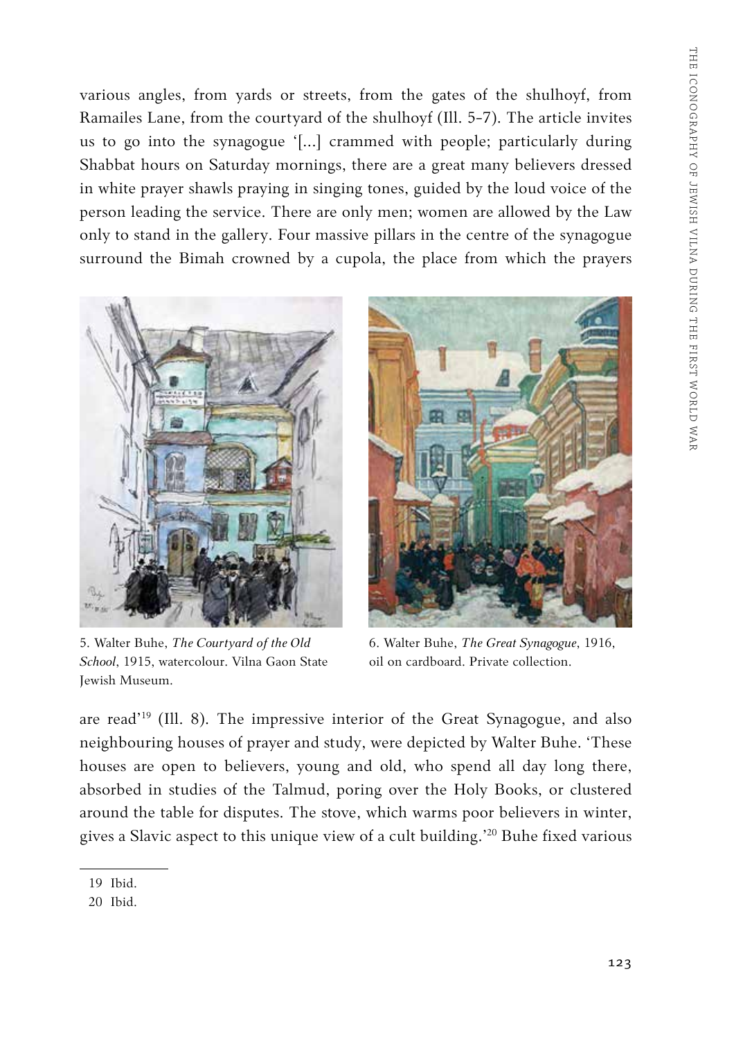various angles, from yards or streets, from the gates of the shulhoyf, from Ramailes Lane, from the courtyard of the shulhoyf (Ill. 5-7). The article invites us to go into the synagogue '[...] crammed with people; particularly during Shabbat hours on Saturday mornings, there are a great many believers dressed in white prayer shawls praying in singing tones, guided by the loud voice of the person leading the service. There are only men; women are allowed by the Law only to stand in the gallery. Four massive pillars in the centre of the synagogue surround the Bimah crowned by a cupola, the place from which the prayers

5. Walter Buhe, *The Courtyard of the Old School*, 1915, watercolour. Vilna Gaon State Jewish Museum.

6. Walter Buhe, *The Great Synagogue*, 1916, oil on cardboard. Private collection.

are read'[19] (Ill. 8). The impressive interior of the Great Synagogue, and also neighbouring houses of prayer and study, were depicted by Walter Buhe. 'These houses are open to believers, young and old, who spend all day long there, absorbed in studies of the Talmud, poring over the Holy Books, or clustered around the table for disputes. The stove, which warms poor believers in winter, gives a Slavic aspect to this unique view of a cult building.'[20] Buhe fixed various

19 Ibid.

20 Ibid.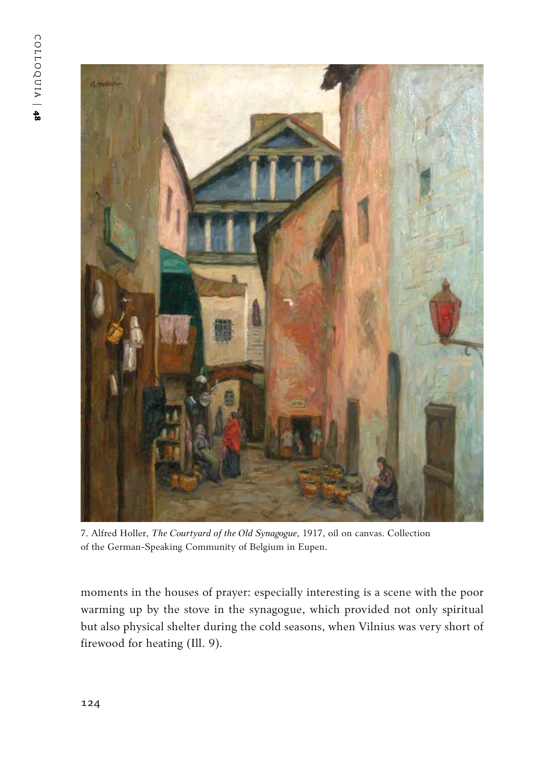7. Alfred Holler, *The Courtyard of the Old Synagogue*, 1917, oil on canvas. Collection of the German-Speaking Community of Belgium in Eupen.

moments in the houses of prayer: especially interesting is a scene with the poor warming up by the stove in the synagogue, which provided not only spiritual but also physical shelter during the cold seasons, when Vilnius was very short of firewood for heating (Ill. 9).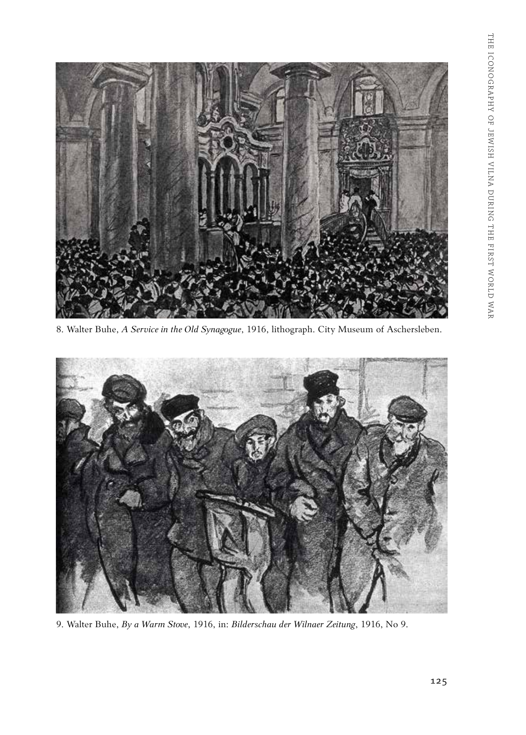8. Walter Buhe, *A Service in the Old Synagogue*, 1916, lithograph. City Museum of Aschersleben.

9. Walter Buhe, *By a Warm Stove*, 1916, in: *Bilderschau der Wilnaer Zeitung*, 1916, No 9.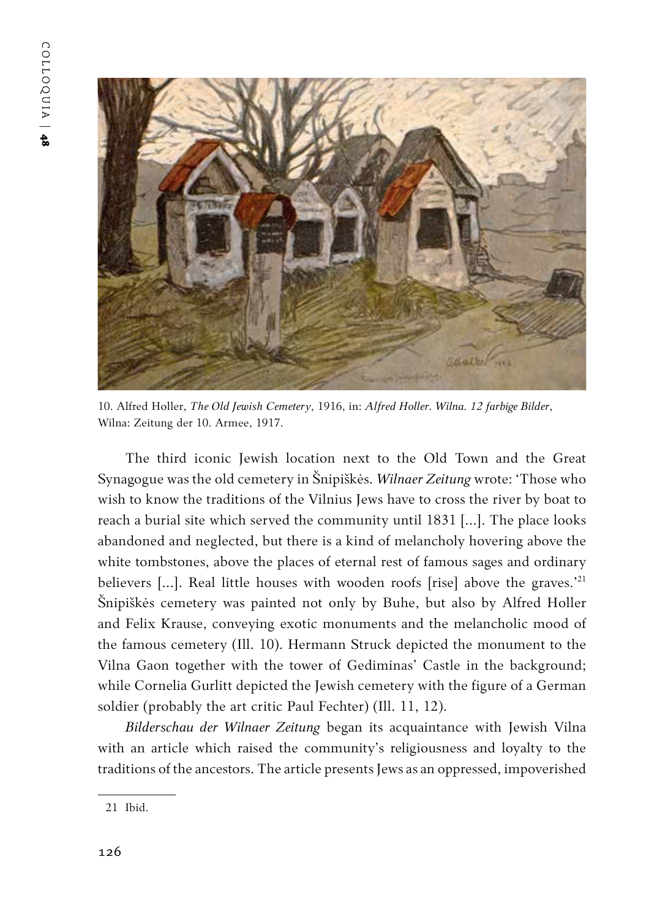10. Alfred Holler, *The Old Jewish Cemetery*, 1916, in: *Alfred Holler. Wilna. 12 farbige Bilder*, Wilna: Zeitung der 10. Armee, 1917.

The third iconic Jewish location next to the Old Town and the Great Synagogue was the old cemetery in Šnipiškės. *Wilnaer Zeitung* wrote: 'Those who wish to know the traditions of the Vilnius Jews have to cross the river by boat to reach a burial site which served the community until 1831 [...]. The place looks abandoned and neglected, but there is a kind of melancholy hovering above the white tombstones, above the places of eternal rest of famous sages and ordinary believers [...]. Real little houses with wooden roofs [rise] above the graves.'[21] Šnipiškės cemetery was painted not only by Buhe, but also by Alfred Holler and Felix Krause, conveying exotic monuments and the melancholic mood of the famous cemetery (Ill. 10). Hermann Struck depicted the monument to the Vilna Gaon together with the tower of Gediminas' Castle in the background; while Cornelia Gurlitt depicted the Jewish cemetery with the figure of a German soldier (probably the art critic Paul Fechter) (Ill. 11, 12).

*Bilderschau der Wilnaer Zeitung* began its acquaintance with Jewish Vilna with an article which raised the community's religiousness and loyalty to the traditions of the ancestors. The article presents Jews as an oppressed, impoverished

---

21 Ibid.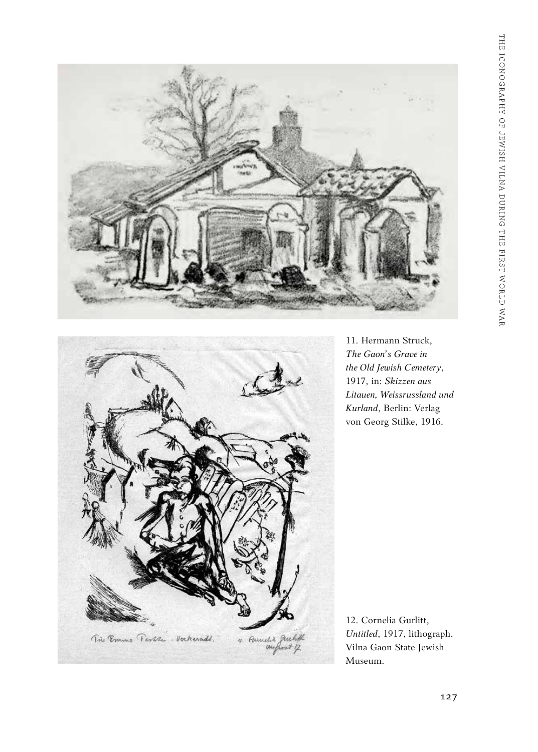11. Hermann Struck, *The Gaon's Grave in the Old Jewish Cemetery*, 1917, in: *Skizzen aus Litauen, Weissrussland und Kurland*, Berlin: Verlag von Georg Stilke, 1916.

12. Cornelia Gurlitt, *Untitled*, 1917, lithograph. Vilna Gaon State Jewish Museum.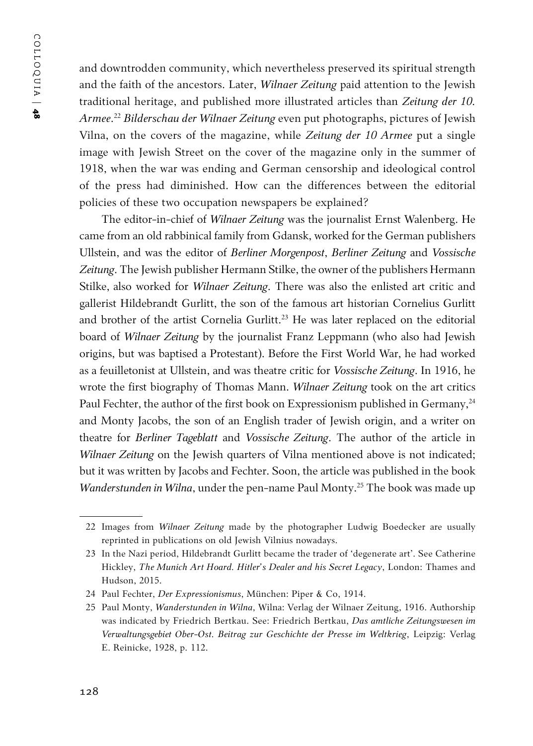and downtrodden community, which nevertheless preserved its spiritual strength and the faith of the ancestors. Later, *Wilnaer Zeitung* paid attention to the Jewish traditional heritage, and published more illustrated articles than *Zeitung der 10. Armee*.[22] *Bilderschau der Wilnaer Zeitung* even put photographs, pictures of Jewish Vilna, on the covers of the magazine, while *Zeitung der 10 Armee* put a single image with Jewish Street on the cover of the magazine only in the summer of 1918, when the war was ending and German censorship and ideological control of the press had diminished. How can the differences between the editorial policies of these two occupation newspapers be explained?

The editor-in-chief of *Wilnaer Zeitung* was the journalist Ernst Walenberg. He came from an old rabbinical family from Gdansk, worked for the German publishers Ullstein, and was the editor of *Berliner Morgenpost*, *Berliner Zeitung* and *Vossische Zeitung*. The Jewish publisher Hermann Stilke, the owner of the publishers Hermann Stilke, also worked for *Wilnaer Zeitung*. There was also the enlisted art critic and gallerist Hildebrandt Gurlitt, the son of the famous art historian Cornelius Gurlitt and brother of the artist Cornelia Gurlitt.[23] He was later replaced on the editorial board of *Wilnaer Zeitung* by the journalist Franz Leppmann (who also had Jewish origins, but was baptised a Protestant). Before the First World War, he had worked as a feuilletonist at Ullstein, and was theatre critic for *Vossische Zeitung*. In 1916, he wrote the first biography of Thomas Mann. *Wilnaer Zeitung* took on the art critics Paul Fechter, the author of the first book on Expressionism published in Germany,[24] and Monty Jacobs, the son of an English trader of Jewish origin, and a writer on theatre for *Berliner Tageblatt* and *Vossische Zeitung*. The author of the article in *Wilnaer Zeitung* on the Jewish quarters of Vilna mentioned above is not indicated; but it was written by Jacobs and Fechter. Soon, the article was published in the book *Wanderstunden in Wilna*, under the pen-name Paul Monty.[25] The book was made up

---

22 Images from *Wilnaer Zeitung* made by the photographer Ludwig Boedecker are usually reprinted in publications on old Jewish Vilnius nowadays.

23 In the Nazi period, Hildebrandt Gurlitt became the trader of 'degenerate art'. See Catherine Hickley, *The Munich Art Hoard. Hitler's Dealer and his Secret Legacy*, London: Thames and Hudson, 2015.

24 Paul Fechter, *Der Expressionismus*, München: Piper & Co, 1914.

25 Paul Monty, *Wanderstunden in Wilna*, Wilna: Verlag der Wilnaer Zeitung, 1916. Authorship was indicated by Friedrich Bertkau. See: Friedrich Bertkau, *Das amtliche Zeitungswesen im Verwaltungsgebiet Ober-Ost. Beitrag zur Geschichte der Presse im Weltkrieg*, Leipzig: Verlag E. Reinicke, 1928, p. 112.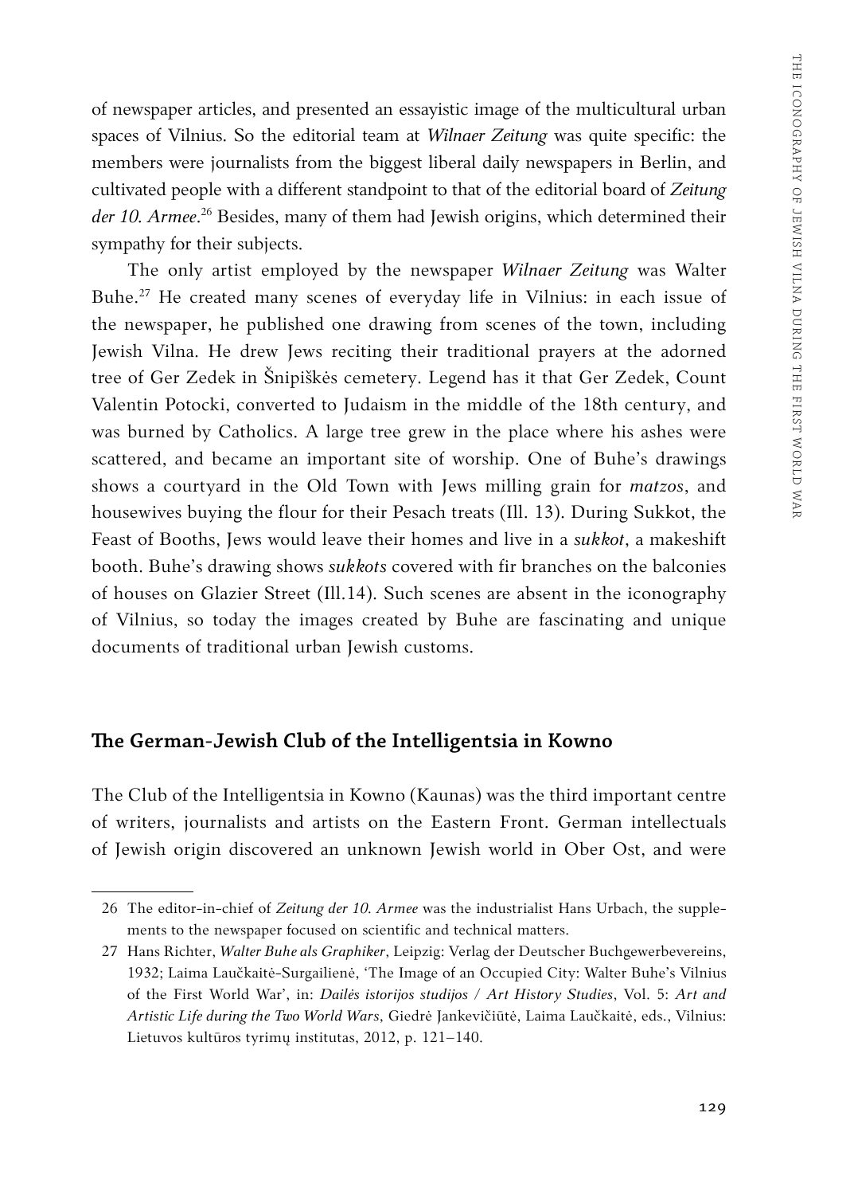of newspaper articles, and presented an essayistic image of the multicultural urban spaces of Vilnius. So the editorial team at *Wilnaer Zeitung* was quite specific: the members were journalists from the biggest liberal daily newspapers in Berlin, and cultivated people with a different standpoint to that of the editorial board of *Zeitung der 10. Armee*.[26] Besides, many of them had Jewish origins, which determined their sympathy for their subjects.

The only artist employed by the newspaper *Wilnaer Zeitung* was Walter Buhe.[27] He created many scenes of everyday life in Vilnius: in each issue of the newspaper, he published one drawing from scenes of the town, including Jewish Vilna. He drew Jews reciting their traditional prayers at the adorned tree of Ger Zedek in Šnipiškės cemetery. Legend has it that Ger Zedek, Count Valentin Potocki, converted to Judaism in the middle of the 18th century, and was burned by Catholics. A large tree grew in the place where his ashes were scattered, and became an important site of worship. One of Buhe's drawings shows a courtyard in the Old Town with Jews milling grain for *matzos*, and housewives buying the flour for their Pesach treats (Ill. 13). During Sukkot, the Feast of Booths, Jews would leave their homes and live in a *sukkot*, a makeshift booth. Buhe's drawing shows *sukkots* covered with fir branches on the balconies of houses on Glazier Street (Ill.14). Such scenes are absent in the iconography of Vilnius, so today the images created by Buhe are fascinating and unique documents of traditional urban Jewish customs.

## The German-Jewish Club of the Intelligentsia in Kowno

The Club of the Intelligentsia in Kowno (Kaunas) was the third important centre of writers, journalists and artists on the Eastern Front. German intellectuals of Jewish origin discovered an unknown Jewish world in Ober Ost, and were

---

26 The editor-in-chief of *Zeitung der 10. Armee* was the industrialist Hans Urbach, the supplements to the newspaper focused on scientific and technical matters.

27 Hans Richter, *Walter Buhe als Graphiker*, Leipzig: Verlag der Deutscher Buchgewerbevereins, 1932; Laima Laučkaitė-Surgailienė, 'The Image of an Occupied City: Walter Buhe's Vilnius of the First World War', in: *Dailės istorijos studijos / Art History Studies*, Vol. 5: *Art and Artistic Life during the Two World Wars*, Giedrė Jankevičiūtė, Laima Laučkaitė, eds., Vilnius: Lietuvos kultūros tyrimų institutas, 2012, p. 121–140.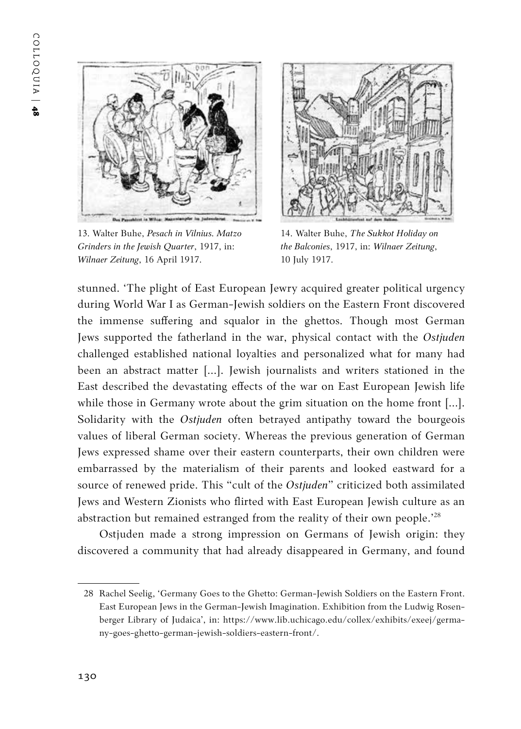13. Walter Buhe, *Pesach in Vilnius. Matzo Grinders in the Jewish Quarter*, 1917, in: *Wilnaer Zeitung*, 16 April 1917.

14. Walter Buhe, *The Sukkot Holiday on the Balconies*, 1917, in: *Wilnaer Zeitung*, 10 July 1917.

stunned. 'The plight of East European Jewry acquired greater political urgency during World War I as German-Jewish soldiers on the Eastern Front discovered the immense suffering and squalor in the ghettos. Though most German Jews supported the fatherland in the war, physical contact with the *Ostjuden* challenged established national loyalties and personalized what for many had been an abstract matter [...]. Jewish journalists and writers stationed in the East described the devastating effects of the war on East European Jewish life while those in Germany wrote about the grim situation on the home front [...]. Solidarity with the *Ostjuden* often betrayed antipathy toward the bourgeois values of liberal German society. Whereas the previous generation of German Jews expressed shame over their eastern counterparts, their own children were embarrassed by the materialism of their parents and looked eastward for a source of renewed pride. This "cult of the *Ostjuden*" criticized both assimilated Jews and Western Zionists who flirted with East European Jewish culture as an abstraction but remained estranged from the reality of their own people.'[28]

Ostjuden made a strong impression on Germans of Jewish origin: they discovered a community that had already disappeared in Germany, and found

28 Rachel Seelig, 'Germany Goes to the Ghetto: German-Jewish Soldiers on the Eastern Front. East European Jews in the German-Jewish Imagination. Exhibition from the Ludwig Rosenberger Library of Judaica', in: https://www.lib.uchicago.edu/collex/exhibits/exeej/germany-goes-ghetto-german-jewish-soldiers-eastern-front/.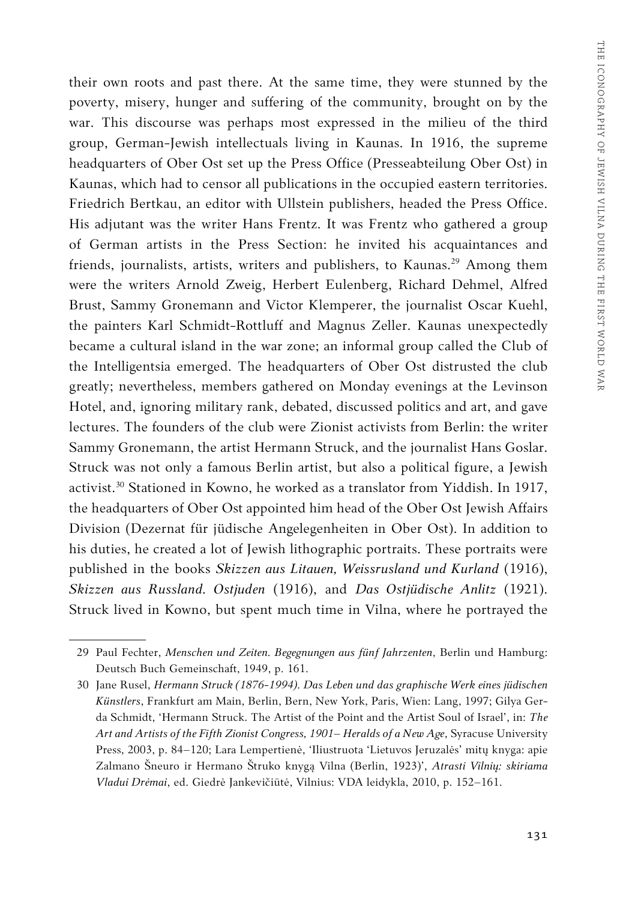their own roots and past there. At the same time, they were stunned by the poverty, misery, hunger and suffering of the community, brought on by the war. This discourse was perhaps most expressed in the milieu of the third group, German-Jewish intellectuals living in Kaunas. In 1916, the supreme headquarters of Ober Ost set up the Press Office (Presseabteilung Ober Ost) in Kaunas, which had to censor all publications in the occupied eastern territories. Friedrich Bertkau, an editor with Ullstein publishers, headed the Press Office. His adjutant was the writer Hans Frentz. It was Frentz who gathered a group of German artists in the Press Section: he invited his acquaintances and friends, journalists, artists, writers and publishers, to Kaunas.[29] Among them were the writers Arnold Zweig, Herbert Eulenberg, Richard Dehmel, Alfred Brust, Sammy Gronemann and Victor Klemperer, the journalist Oscar Kuehl, the painters Karl Schmidt-Rottluff and Magnus Zeller. Kaunas unexpectedly became a cultural island in the war zone; an informal group called the Club of the Intelligentsia emerged. The headquarters of Ober Ost distrusted the club greatly; nevertheless, members gathered on Monday evenings at the Levinson Hotel, and, ignoring military rank, debated, discussed politics and art, and gave lectures. The founders of the club were Zionist activists from Berlin: the writer Sammy Gronemann, the artist Hermann Struck, and the journalist Hans Goslar. Struck was not only a famous Berlin artist, but also a political figure, a Jewish activist.[30] Stationed in Kowno, he worked as a translator from Yiddish. In 1917, the headquarters of Ober Ost appointed him head of the Ober Ost Jewish Affairs Division (Dezernat für jüdische Angelegenheiten in Ober Ost). In addition to his duties, he created a lot of Jewish lithographic portraits. These portraits were published in the books *Skizzen aus Litauen, Weissrusland und Kurland* (1916), *Skizzen aus Russland. Ostjuden* (1916), and *Das Ostjüdische Anlitz* (1921). Struck lived in Kowno, but spent much time in Vilna, where he portrayed the

---

29 Paul Fechter, *Menschen und Zeiten. Begegnungen aus fünf Jahrzenten*, Berlin und Hamburg: Deutsch Buch Gemeinschaft, 1949, p. 161.

30 Jane Rusel, *Hermann Struck (1876-1994). Das Leben und das graphische Werk eines jüdischen Künstlers*, Frankfurt am Main, Berlin, Bern, New York, Paris, Wien: Lang, 1997; Gilya Gerda Schmidt, 'Hermann Struck. The Artist of the Point and the Artist Soul of Israel', in: *The Art and Artists of the Fifth Zionist Congress, 1901– Heralds of a New Age*, Syracuse University Press, 2003, p. 84–120; Lara Lempertienė, 'Iliustruota 'Lietuvos Jeruzalės' mitų knyga: apie Zalmano Šneuro ir Hermano Štruko knygą Vilna (Berlin, 1923)', *Atrasti Vilnių: skiriama Vladui Drėmai*, ed. Giedrė Jankevičiūtė, Vilnius: VDA leidykla, 2010, p. 152–161.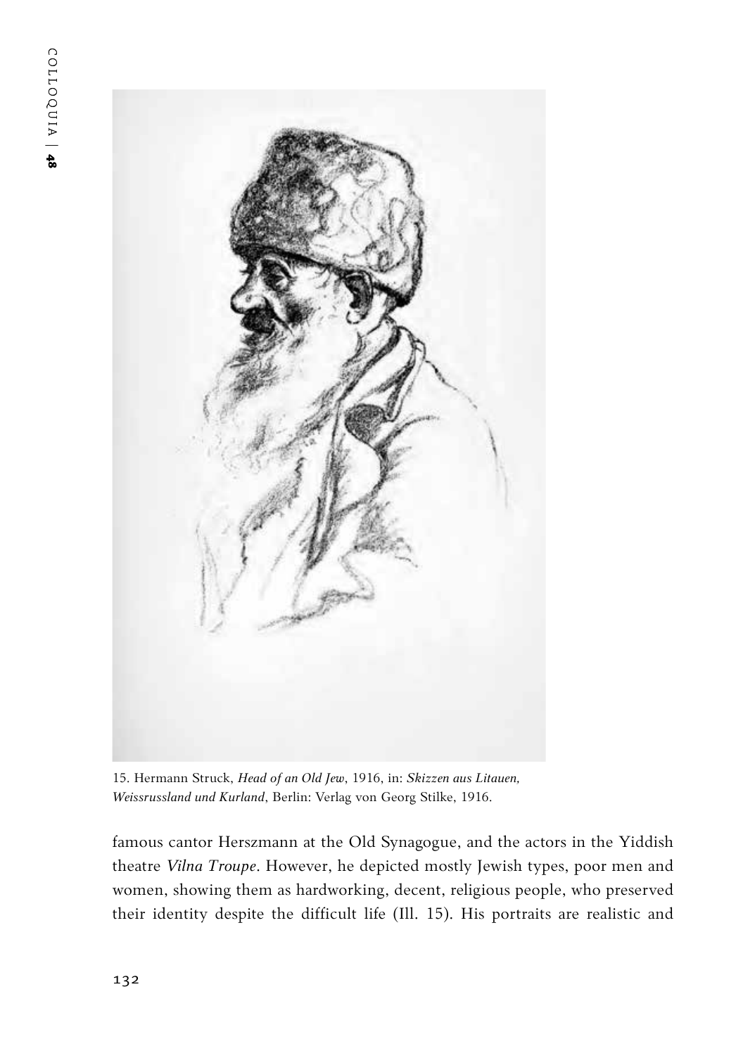15. Hermann Struck, *Head of an Old Jew*, 1916, in: *Skizzen aus Litauen, Weissrussland und Kurland*, Berlin: Verlag von Georg Stilke, 1916.

famous cantor Herszmann at the Old Synagogue, and the actors in the Yiddish theatre *Vilna Troupe*. However, he depicted mostly Jewish types, poor men and women, showing them as hardworking, decent, religious people, who preserved their identity despite the difficult life (Ill. 15). His portraits are realistic and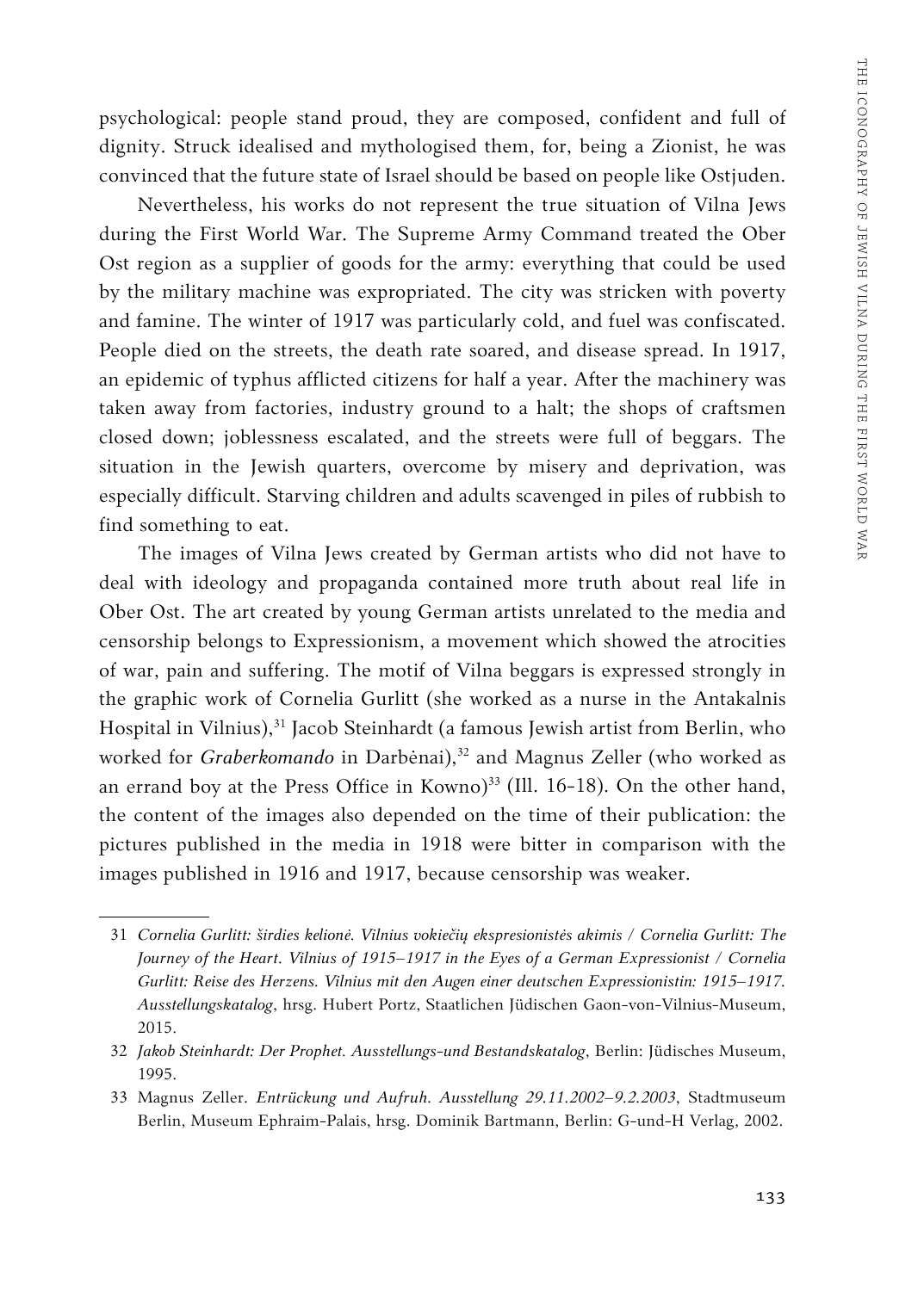psychological: people stand proud, they are composed, confident and full of dignity. Struck idealised and mythologised them, for, being a Zionist, he was convinced that the future state of Israel should be based on people like Ostjuden.

Nevertheless, his works do not represent the true situation of Vilna Jews during the First World War. The Supreme Army Command treated the Ober Ost region as a supplier of goods for the army: everything that could be used by the military machine was expropriated. The city was stricken with poverty and famine. The winter of 1917 was particularly cold, and fuel was confiscated. People died on the streets, the death rate soared, and disease spread. In 1917, an epidemic of typhus afflicted citizens for half a year. After the machinery was taken away from factories, industry ground to a halt; the shops of craftsmen closed down; joblessness escalated, and the streets were full of beggars. The situation in the Jewish quarters, overcome by misery and deprivation, was especially difficult. Starving children and adults scavenged in piles of rubbish to find something to eat.

The images of Vilna Jews created by German artists who did not have to deal with ideology and propaganda contained more truth about real life in Ober Ost. The art created by young German artists unrelated to the media and censorship belongs to Expressionism, a movement which showed the atrocities of war, pain and suffering. The motif of Vilna beggars is expressed strongly in the graphic work of Cornelia Gurlitt (she worked as a nurse in the Antakalnis Hospital in Vilnius),[31] Jacob Steinhardt (a famous Jewish artist from Berlin, who worked for *Graberkomando* in Darbėnai),[32] and Magnus Zeller (who worked as an errand boy at the Press Office in Kowno)[33] (Ill. 16-18). On the other hand, the content of the images also depended on the time of their publication: the pictures published in the media in 1918 were bitter in comparison with the images published in 1916 and 1917, because censorship was weaker.

---

31 *Cornelia Gurlitt: širdies kelionė. Vilnius vokiečių ekspresionistės akimis / Cornelia Gurlitt: The Journey of the Heart. Vilnius of 1915–1917 in the Eyes of a German Expressionist / Cornelia Gurlitt: Reise des Herzens. Vilnius mit den Augen einer deutschen Expressionistin: 1915–1917. Ausstellungskatalog*, hrsg. Hubert Portz, Staatlichen Jüdischen Gaon-von-Vilnius-Museum, 2015.

32 *Jakob Steinhardt: Der Prophet. Ausstellungs-und Bestandskatalog*, Berlin: Jüdisches Museum, 1995.

33 Magnus Zeller. *Entrückung und Aufruh. Ausstellung 29.11.2002–9.2.2003*, Stadtmuseum Berlin, Museum Ephraim-Palais, hrsg. Dominik Bartmann, Berlin: G-und-H Verlag, 2002.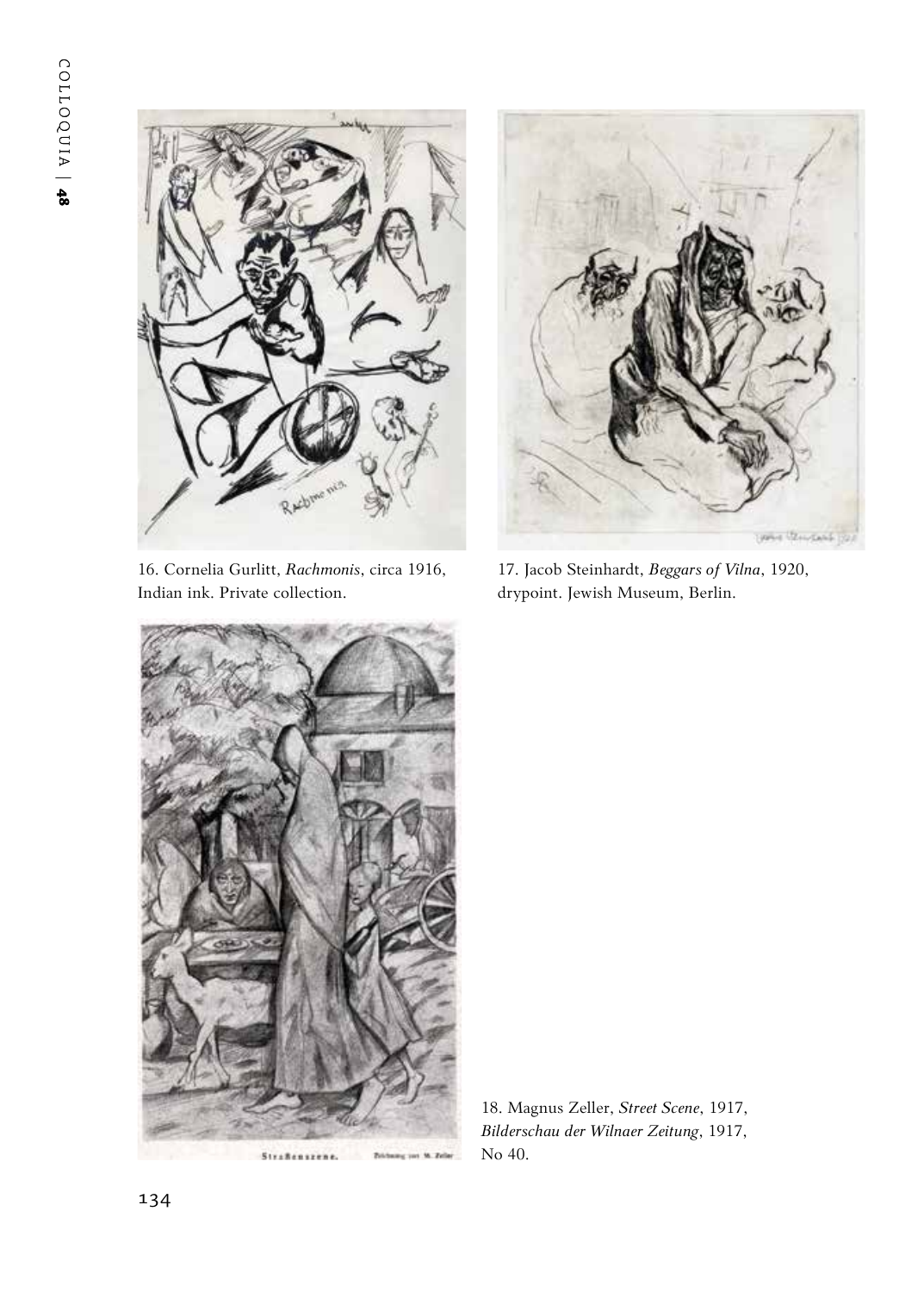16. Cornelia Gurlitt, *Rachmonis*, circa 1916, Indian ink. Private collection.

17. Jacob Steinhardt, *Beggars of Vilna*, 1920, drypoint. Jewish Museum, Berlin.

18. Magnus Zeller, *Street Scene*, 1917, *Bilderschau der Wilnaer Zeitung*, 1917, No 40.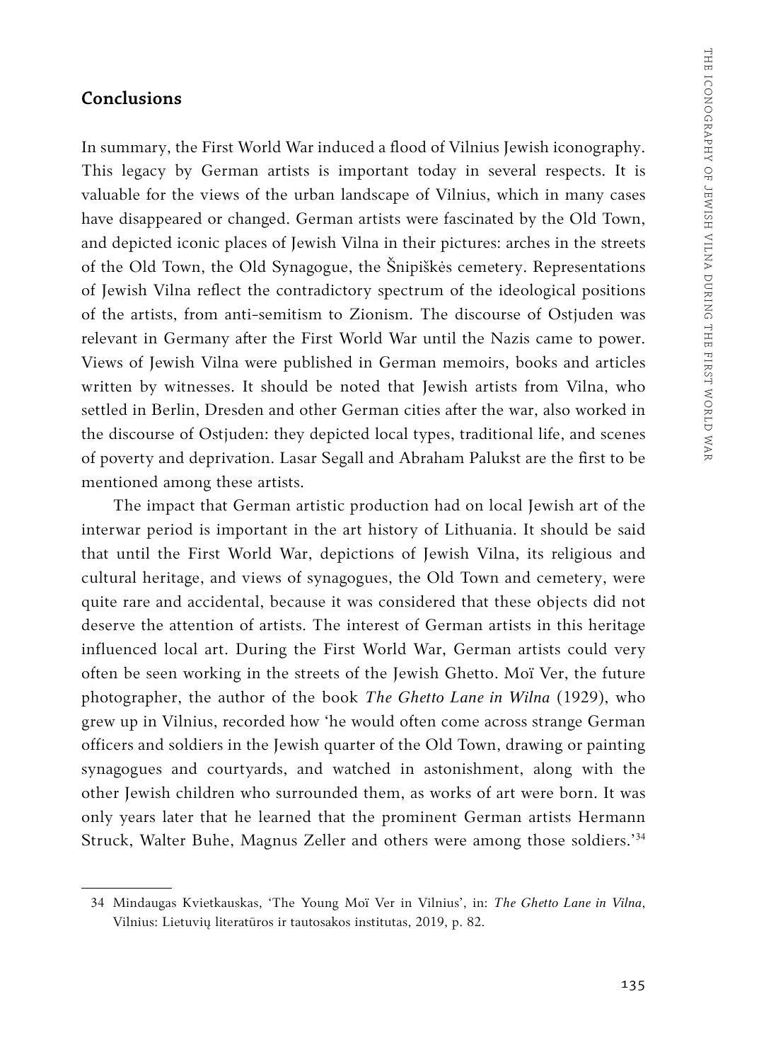## Conclusions

In summary, the First World War induced a flood of Vilnius Jewish iconography. This legacy by German artists is important today in several respects. It is valuable for the views of the urban landscape of Vilnius, which in many cases have disappeared or changed. German artists were fascinated by the Old Town, and depicted iconic places of Jewish Vilna in their pictures: arches in the streets of the Old Town, the Old Synagogue, the Šnipiškės cemetery. Representations of Jewish Vilna reflect the contradictory spectrum of the ideological positions of the artists, from anti-semitism to Zionism. The discourse of Ostjuden was relevant in Germany after the First World War until the Nazis came to power. Views of Jewish Vilna were published in German memoirs, books and articles written by witnesses. It should be noted that Jewish artists from Vilna, who settled in Berlin, Dresden and other German cities after the war, also worked in the discourse of Ostjuden: they depicted local types, traditional life, and scenes of poverty and deprivation. Lasar Segall and Abraham Palukst are the first to be mentioned among these artists.

The impact that German artistic production had on local Jewish art of the interwar period is important in the art history of Lithuania. It should be said that until the First World War, depictions of Jewish Vilna, its religious and cultural heritage, and views of synagogues, the Old Town and cemetery, were quite rare and accidental, because it was considered that these objects did not deserve the attention of artists. The interest of German artists in this heritage influenced local art. During the First World War, German artists could very often be seen working in the streets of the Jewish Ghetto. Moï Ver, the future photographer, the author of the book *The Ghetto Lane in Wilna* (1929), who grew up in Vilnius, recorded how 'he would often come across strange German officers and soldiers in the Jewish quarter of the Old Town, drawing or painting synagogues and courtyards, and watched in astonishment, along with the other Jewish children who surrounded them, as works of art were born. It was only years later that he learned that the prominent German artists Hermann Struck, Walter Buhe, Magnus Zeller and others were among those soldiers.'[34]

---

34 Mindaugas Kvietkauskas, 'The Young Moï Ver in Vilnius', in: *The Ghetto Lane in Vilna*, Vilnius: Lietuvių literatūros ir tautosakos institutas, 2019, p. 82.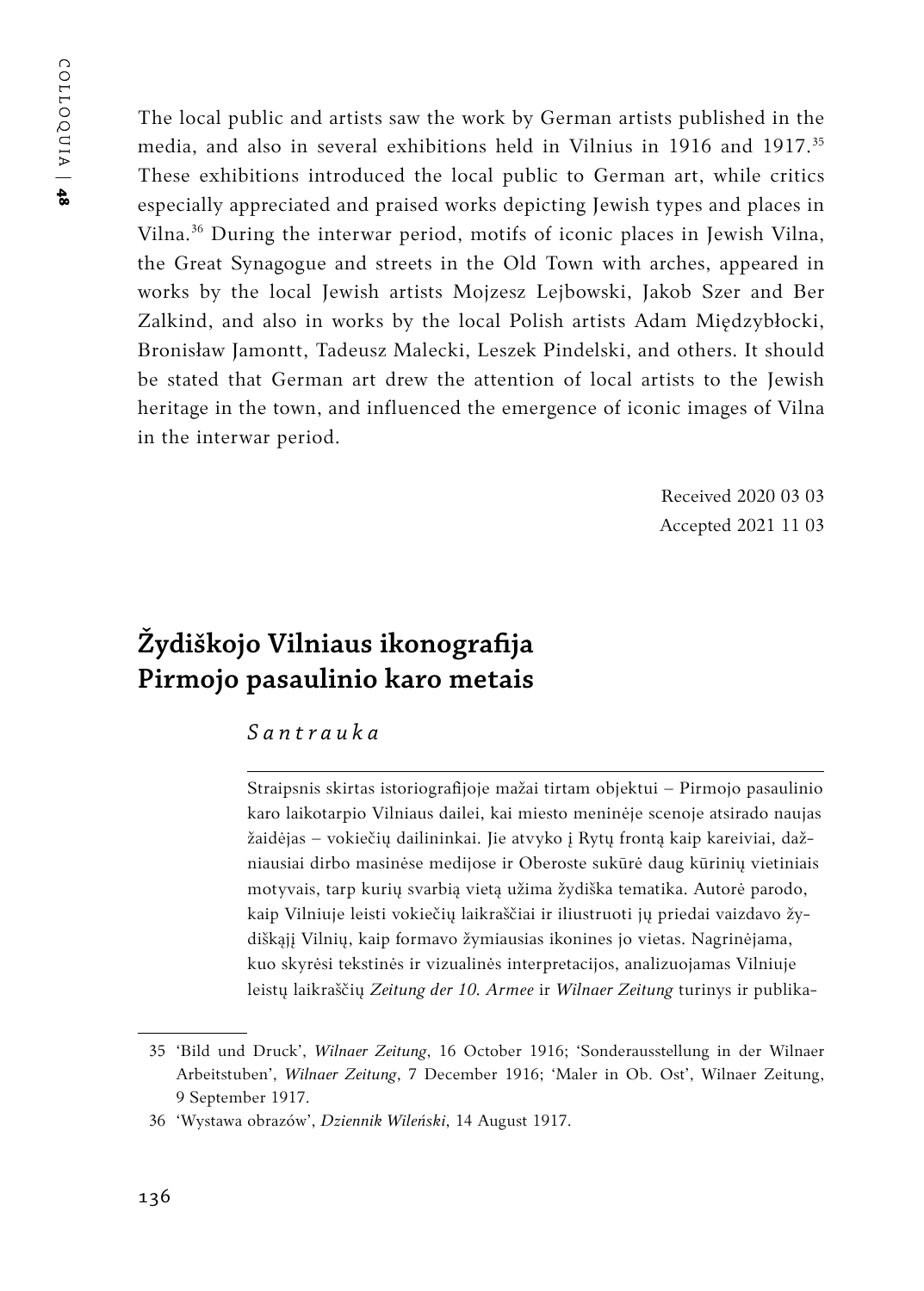The local public and artists saw the work by German artists published in the media, and also in several exhibitions held in Vilnius in 1916 and 1917.[35] These exhibitions introduced the local public to German art, while critics especially appreciated and praised works depicting Jewish types and places in Vilna.[36] During the interwar period, motifs of iconic places in Jewish Vilna, the Great Synagogue and streets in the Old Town with arches, appeared in works by the local Jewish artists Mojzesz Lejbowski, Jakob Szer and Ber Zalkind, and also in works by the local Polish artists Adam Międzybłocki, Bronisław Jamontt, Tadeusz Malecki, Leszek Pindelski, and others. It should be stated that German art drew the attention of local artists to the Jewish heritage in the town, and influenced the emergence of iconic images of Vilna in the interwar period.

Received 2020 03 03
Accepted 2021 11 03

## Žydiškojo Vilniaus ikonografija Pirmojo pasaulinio karo metais

*Santrauka*

Straipsnis skirtas istoriografijoje mažai tirtam objektui – Pirmojo pasaulinio karo laikotarpio Vilniaus dailei, kai miesto meninėje scenoje atsirado naujas žaidėjas – vokiečių dailininkai. Jie atvyko į Rytų frontą kaip kareiviai, dažniausiai dirbo masinėse medijose ir Oberoste sukūrė daug kūrinių vietiniais motyvais, tarp kurių svarbią vietą užima žydiška tematika. Autorė parodo, kaip Vilniuje leisti vokiečių laikraščiai ir iliustruoti jų priedai vaizdavo žydiškąjį Vilnių, kaip formavo žymiausias ikonines jo vietas. Nagrinėjama, kuo skyrėsi tekstinės ir vizualinės interpretacijos, analizuojamas Vilniuje leistų laikraščių *Zeitung der 10. Armee* ir *Wilnaer Zeitung* turinys ir publika-

---

35 'Bild und Druck', *Wilnaer Zeitung*, 16 October 1916; 'Sonderausstellung in der Wilnaer Arbeitstuben', *Wilnaer Zeitung*, 7 December 1916; 'Maler in Ob. Ost', Wilnaer Zeitung, 9 September 1917.

36 'Wystawa obrazów', *Dziennik Wileński*, 14 August 1917.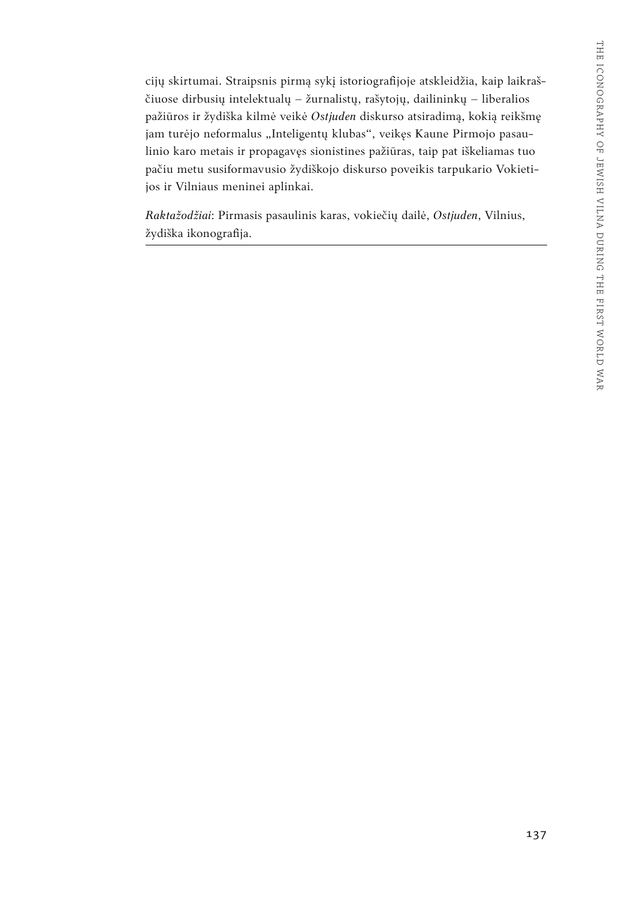cijų skirtumai. Straipsnis pirmą sykį istoriografijoje atskleidžia, kaip laikraščiuose dirbusių intelektualų – žurnalistų, rašytojų, dailininkų – liberalios pažiūros ir žydiška kilmė veikė *Ostjuden* diskurso atsiradimą, kokią reikšmę jam turėjo neformalus „Inteligentų klubas", veikęs Kaune Pirmojo pasaulinio karo metais ir propagavęs sionistines pažiūras, taip pat iškeliamas tuo pačiu metu susiformavusio žydiškojo diskurso poveikis tarpukario Vokietijos ir Vilniaus meninei aplinkai.

*Raktažodžiai*: Pirmasis pasaulinis karas, vokiečių dailė, *Ostjuden*, Vilnius, žydiška ikonografija.